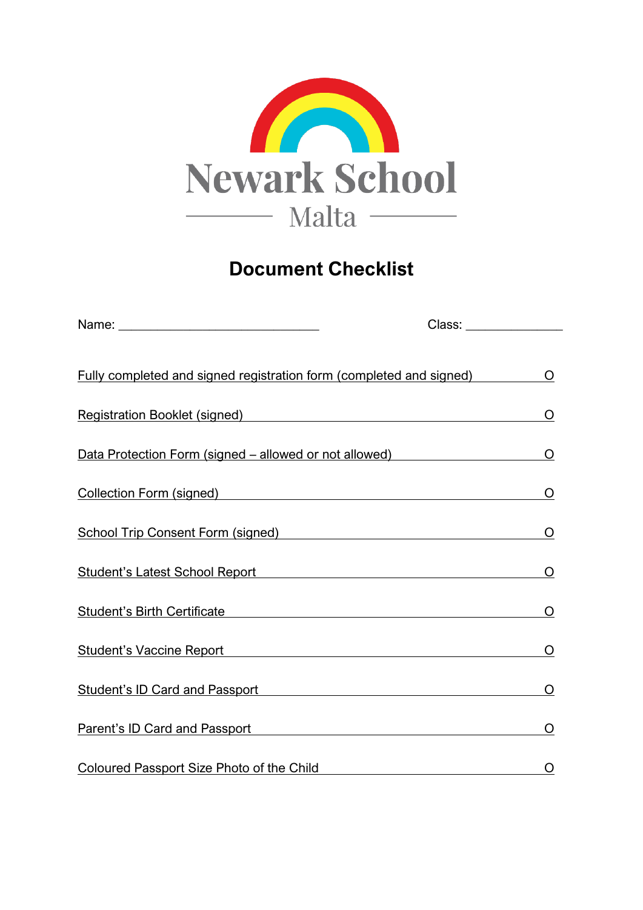Newark School

Malta

# Document Checklist

Name: ______________________________ Class: ______________

Fully completed and signed registration form (completed and signed) O

Registration Booklet (signed) O

Data Protection Form (signed – allowed or not allowed) O

Collection Form (signed) O

School Trip Consent Form (signed) O

Student's Latest School Report O

Student's Birth Certificate O

Student's Vaccine Report O

Student's ID Card and Passport O

Parent's ID Card and Passport O

Coloured Passport Size Photo of the Child O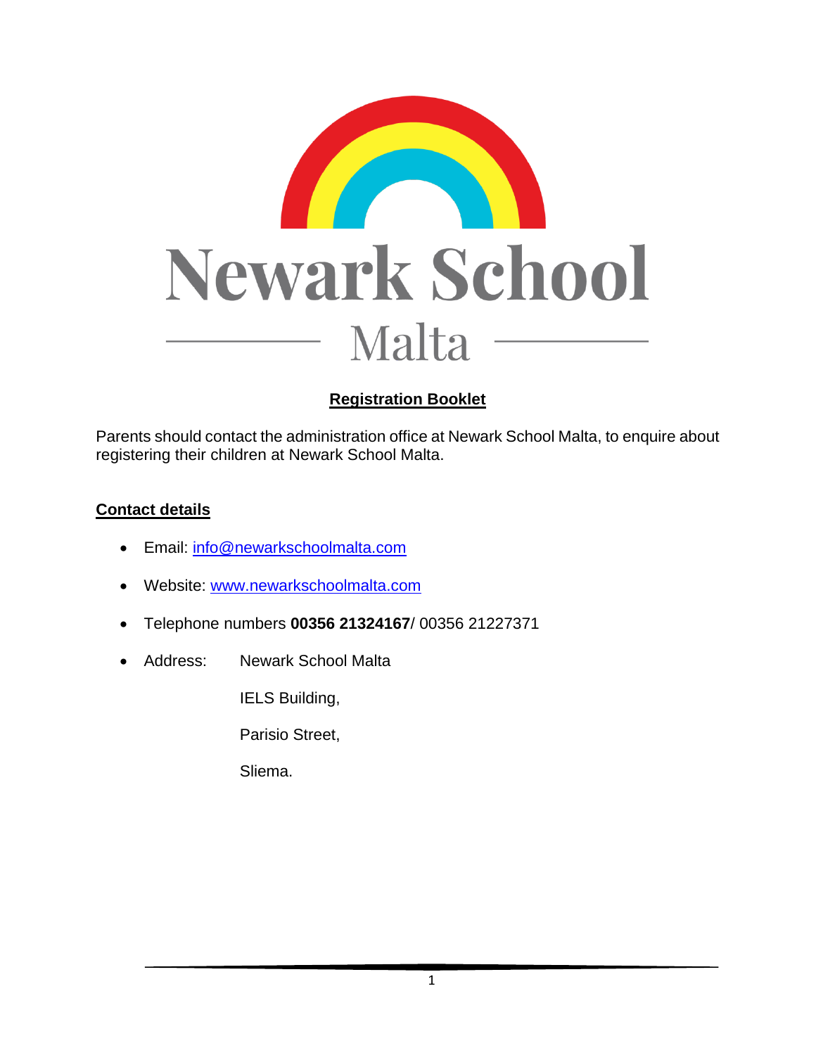# Newark School

## Malta

## Registration Booklet

Parents should contact the administration office at Newark School Malta, to enquire about registering their children at Newark School Malta.

### Contact details

- Email: info@newarkschoolmalta.com
- Website: www.newarkschoolmalta.com
- Telephone numbers **00356 21324167**/ 00356 21227371
- Address: Newark School Malta

  IELS Building,

  Parisio Street,

  Sliema.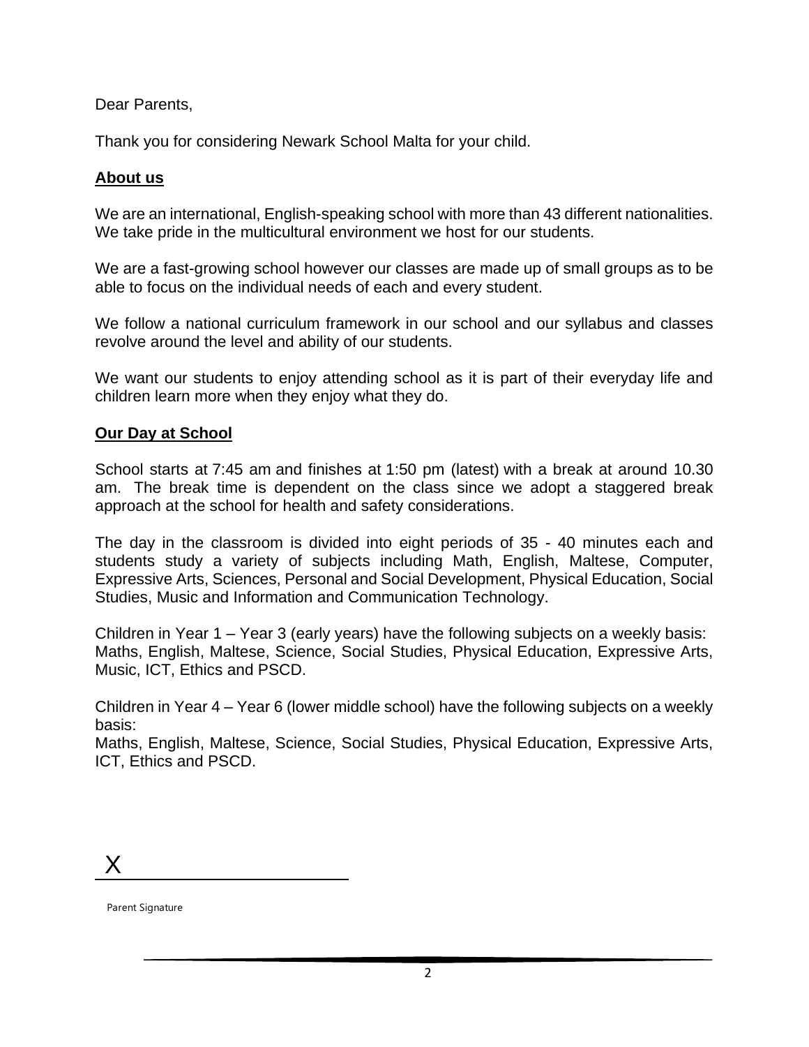Dear Parents,

Thank you for considering Newark School Malta for your child.

## **About us**

We are an international, English-speaking school with more than 43 different nationalities. We take pride in the multicultural environment we host for our students.

We are a fast-growing school however our classes are made up of small groups as to be able to focus on the individual needs of each and every student.

We follow a national curriculum framework in our school and our syllabus and classes revolve around the level and ability of our students.

We want our students to enjoy attending school as it is part of their everyday life and children learn more when they enjoy what they do.

## **Our Day at School**

School starts at 7:45 am and finishes at 1:50 pm (latest) with a break at around 10.30 am. The break time is dependent on the class since we adopt a staggered break approach at the school for health and safety considerations.

The day in the classroom is divided into eight periods of 35 - 40 minutes each and students study a variety of subjects including Math, English, Maltese, Computer, Expressive Arts, Sciences, Personal and Social Development, Physical Education, Social Studies, Music and Information and Communication Technology.

Children in Year 1 – Year 3 (early years) have the following subjects on a weekly basis:
Maths, English, Maltese, Science, Social Studies, Physical Education, Expressive Arts, Music, ICT, Ethics and PSCD.

Children in Year 4 – Year 6 (lower middle school) have the following subjects on a weekly basis:
Maths, English, Maltese, Science, Social Studies, Physical Education, Expressive Arts, ICT, Ethics and PSCD.

X ______________________

Parent Signature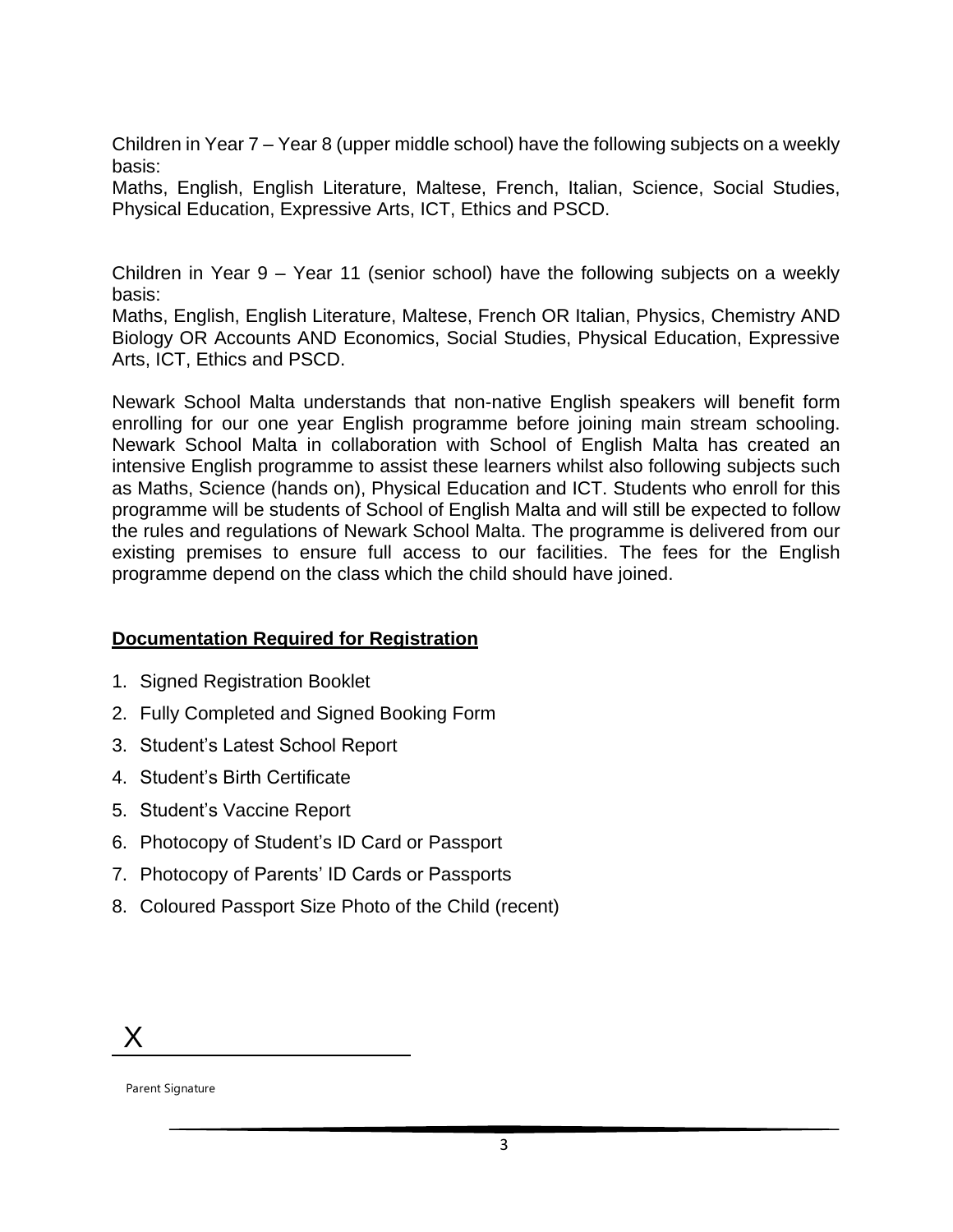Children in Year 7 – Year 8 (upper middle school) have the following subjects on a weekly basis:
Maths, English, English Literature, Maltese, French, Italian, Science, Social Studies, Physical Education, Expressive Arts, ICT, Ethics and PSCD.

Children in Year 9 – Year 11 (senior school) have the following subjects on a weekly basis:
Maths, English, English Literature, Maltese, French OR Italian, Physics, Chemistry AND Biology OR Accounts AND Economics, Social Studies, Physical Education, Expressive Arts, ICT, Ethics and PSCD.

Newark School Malta understands that non-native English speakers will benefit form enrolling for our one year English programme before joining main stream schooling. Newark School Malta in collaboration with School of English Malta has created an intensive English programme to assist these learners whilst also following subjects such as Maths, Science (hands on), Physical Education and ICT. Students who enroll for this programme will be students of School of English Malta and will still be expected to follow the rules and regulations of Newark School Malta. The programme is delivered from our existing premises to ensure full access to our facilities. The fees for the English programme depend on the class which the child should have joined.

**Documentation Required for Registration**

1. Signed Registration Booklet
2. Fully Completed and Signed Booking Form
3. Student's Latest School Report
4. Student's Birth Certificate
5. Student's Vaccine Report
6. Photocopy of Student's ID Card or Passport
7. Photocopy of Parents' ID Cards or Passports
8. Coloured Passport Size Photo of the Child (recent)

X ______________________

Parent Signature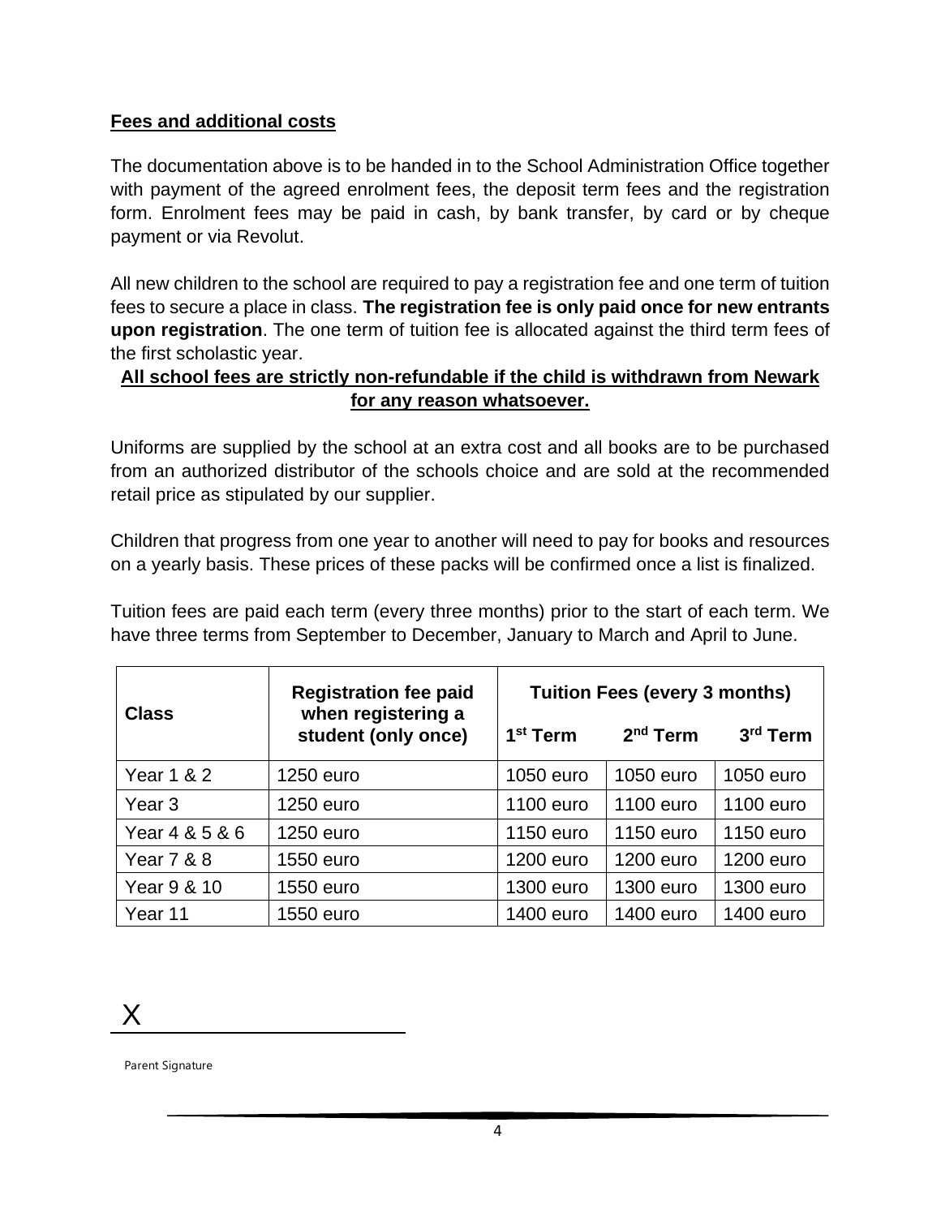**<u>Fees and additional costs</u>**

The documentation above is to be handed in to the School Administration Office together with payment of the agreed enrolment fees, the deposit term fees and the registration form. Enrolment fees may be paid in cash, by bank transfer, by card or by cheque payment or via Revolut.

All new children to the school are required to pay a registration fee and one term of tuition fees to secure a place in class. **The registration fee is only paid once for new entrants upon registration**. The one term of tuition fee is allocated against the third term fees of the first scholastic year.

**<u>All school fees are strictly non-refundable if the child is withdrawn from Newark for any reason whatsoever.</u>**

Uniforms are supplied by the school at an extra cost and all books are to be purchased from an authorized distributor of the schools choice and are sold at the recommended retail price as stipulated by our supplier.

Children that progress from one year to another will need to pay for books and resources on a yearly basis. These prices of these packs will be confirmed once a list is finalized.

Tuition fees are paid each term (every three months) prior to the start of each term. We have three terms from September to December, January to March and April to June.

| **Class** | **Registration fee paid when registering a student (only once)** | **Tuition Fees (every 3 months)** | | |
|---|---|---|---|---|
| | | **1st Term** | **2nd Term** | **3rd Term** |
| Year 1 & 2 | 1250 euro | 1050 euro | 1050 euro | 1050 euro |
| Year 3 | 1250 euro | 1100 euro | 1100 euro | 1100 euro |
| Year 4 & 5 & 6 | 1250 euro | 1150 euro | 1150 euro | 1150 euro |
| Year 7 & 8 | 1550 euro | 1200 euro | 1200 euro | 1200 euro |
| Year 9 & 10 | 1550 euro | 1300 euro | 1300 euro | 1300 euro |
| Year 11 | 1550 euro | 1400 euro | 1400 euro | 1400 euro |

X ______________________

Parent Signature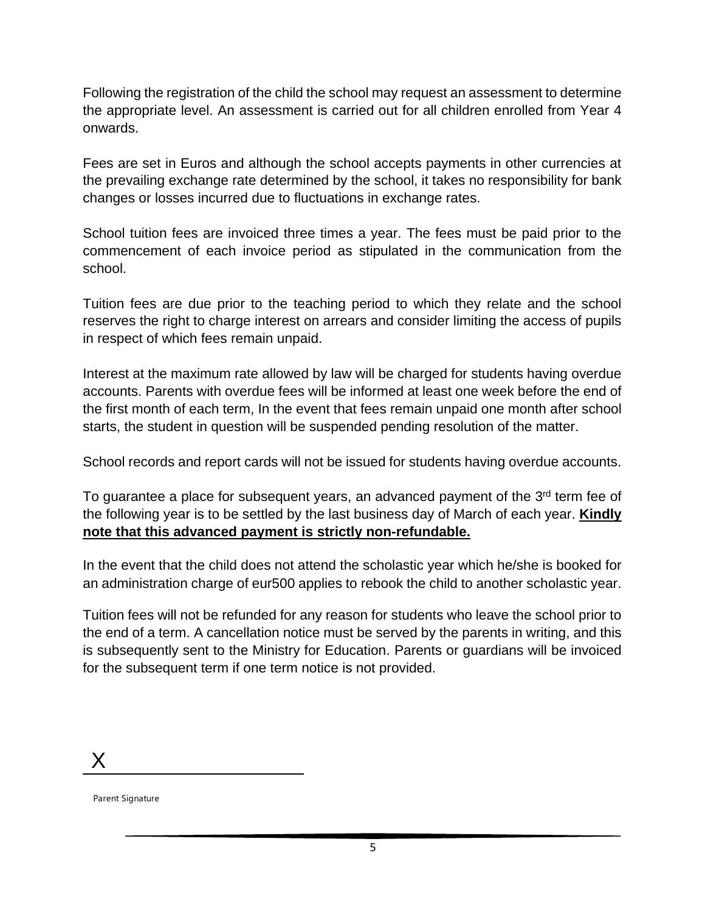Following the registration of the child the school may request an assessment to determine the appropriate level. An assessment is carried out for all children enrolled from Year 4 onwards.

Fees are set in Euros and although the school accepts payments in other currencies at the prevailing exchange rate determined by the school, it takes no responsibility for bank changes or losses incurred due to fluctuations in exchange rates.

School tuition fees are invoiced three times a year. The fees must be paid prior to the commencement of each invoice period as stipulated in the communication from the school.

Tuition fees are due prior to the teaching period to which they relate and the school reserves the right to charge interest on arrears and consider limiting the access of pupils in respect of which fees remain unpaid.

Interest at the maximum rate allowed by law will be charged for students having overdue accounts. Parents with overdue fees will be informed at least one week before the end of the first month of each term, In the event that fees remain unpaid one month after school starts, the student in question will be suspended pending resolution of the matter.

School records and report cards will not be issued for students having overdue accounts.

To guarantee a place for subsequent years, an advanced payment of the 3rd term fee of the following year is to be settled by the last business day of March of each year. **Kindly note that this advanced payment is strictly non-refundable.**

In the event that the child does not attend the scholastic year which he/she is booked for an administration charge of eur500 applies to rebook the child to another scholastic year.

Tuition fees will not be refunded for any reason for students who leave the school prior to the end of a term. A cancellation notice must be served by the parents in writing, and this is subsequently sent to the Ministry for Education. Parents or guardians will be invoiced for the subsequent term if one term notice is not provided.

X ______________________

Parent Signature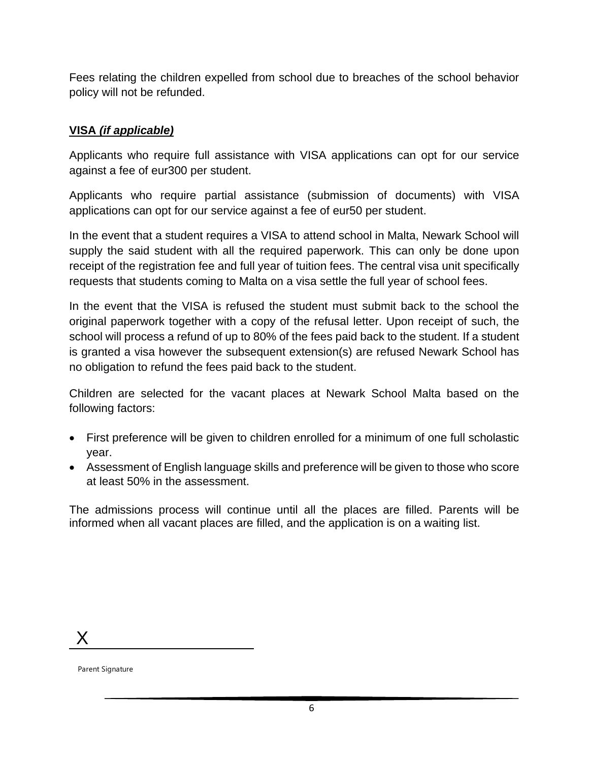Fees relating the children expelled from school due to breaches of the school behavior policy will not be refunded.

**VISA *(if applicable)***

Applicants who require full assistance with VISA applications can opt for our service against a fee of eur300 per student.

Applicants who require partial assistance (submission of documents) with VISA applications can opt for our service against a fee of eur50 per student.

In the event that a student requires a VISA to attend school in Malta, Newark School will supply the said student with all the required paperwork. This can only be done upon receipt of the registration fee and full year of tuition fees. The central visa unit specifically requests that students coming to Malta on a visa settle the full year of school fees.

In the event that the VISA is refused the student must submit back to the school the original paperwork together with a copy of the refusal letter. Upon receipt of such, the school will process a refund of up to 80% of the fees paid back to the student. If a student is granted a visa however the subsequent extension(s) are refused Newark School has no obligation to refund the fees paid back to the student.

Children are selected for the vacant places at Newark School Malta based on the following factors:

- First preference will be given to children enrolled for a minimum of one full scholastic year.
- Assessment of English language skills and preference will be given to those who score at least 50% in the assessment.

The admissions process will continue until all the places are filled. Parents will be informed when all vacant places are filled, and the application is on a waiting list.

X ______________________

Parent Signature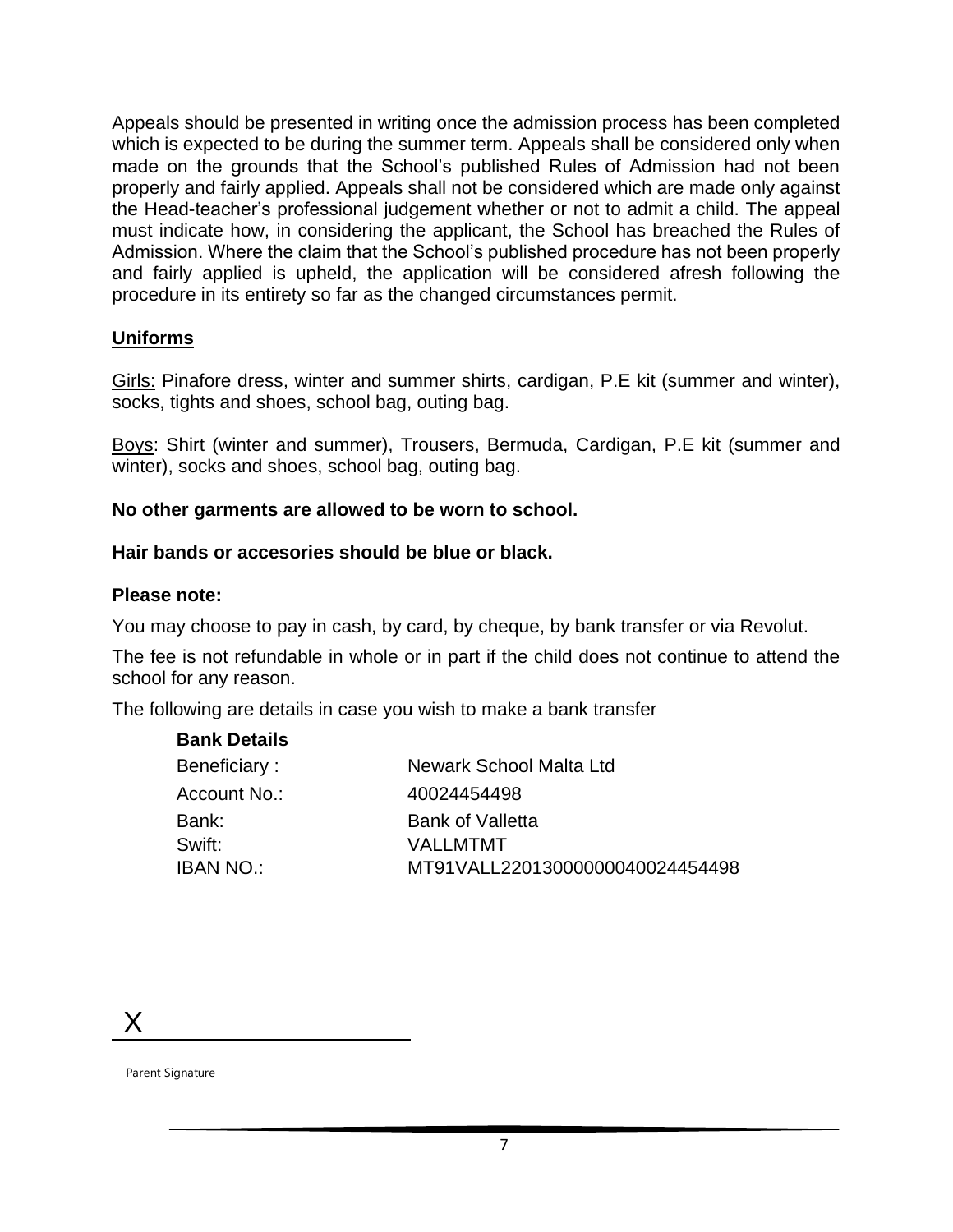Appeals should be presented in writing once the admission process has been completed which is expected to be during the summer term. Appeals shall be considered only when made on the grounds that the School's published Rules of Admission had not been properly and fairly applied. Appeals shall not be considered which are made only against the Head-teacher's professional judgement whether or not to admit a child. The appeal must indicate how, in considering the applicant, the School has breached the Rules of Admission. Where the claim that the School's published procedure has not been properly and fairly applied is upheld, the application will be considered afresh following the procedure in its entirety so far as the changed circumstances permit.

## Uniforms

Girls: Pinafore dress, winter and summer shirts, cardigan, P.E kit (summer and winter), socks, tights and shoes, school bag, outing bag.

Boys: Shirt (winter and summer), Trousers, Bermuda, Cardigan, P.E kit (summer and winter), socks and shoes, school bag, outing bag.

**No other garments are allowed to be worn to school.**

**Hair bands or accesories should be blue or black.**

**Please note:**

You may choose to pay in cash, by card, by cheque, by bank transfer or via Revolut.

The fee is not refundable in whole or in part if the child does not continue to attend the school for any reason.

The following are details in case you wish to make a bank transfer

**Bank Details**

| | |
|---|---|
| Beneficiary : | Newark School Malta Ltd |
| Account No.: | 40024454498 |
| Bank: | Bank of Valletta |
| Swift: | VALLMTMT |
| IBAN NO.: | MT91VALL22013000000040024454498 |

X ______________________

Parent Signature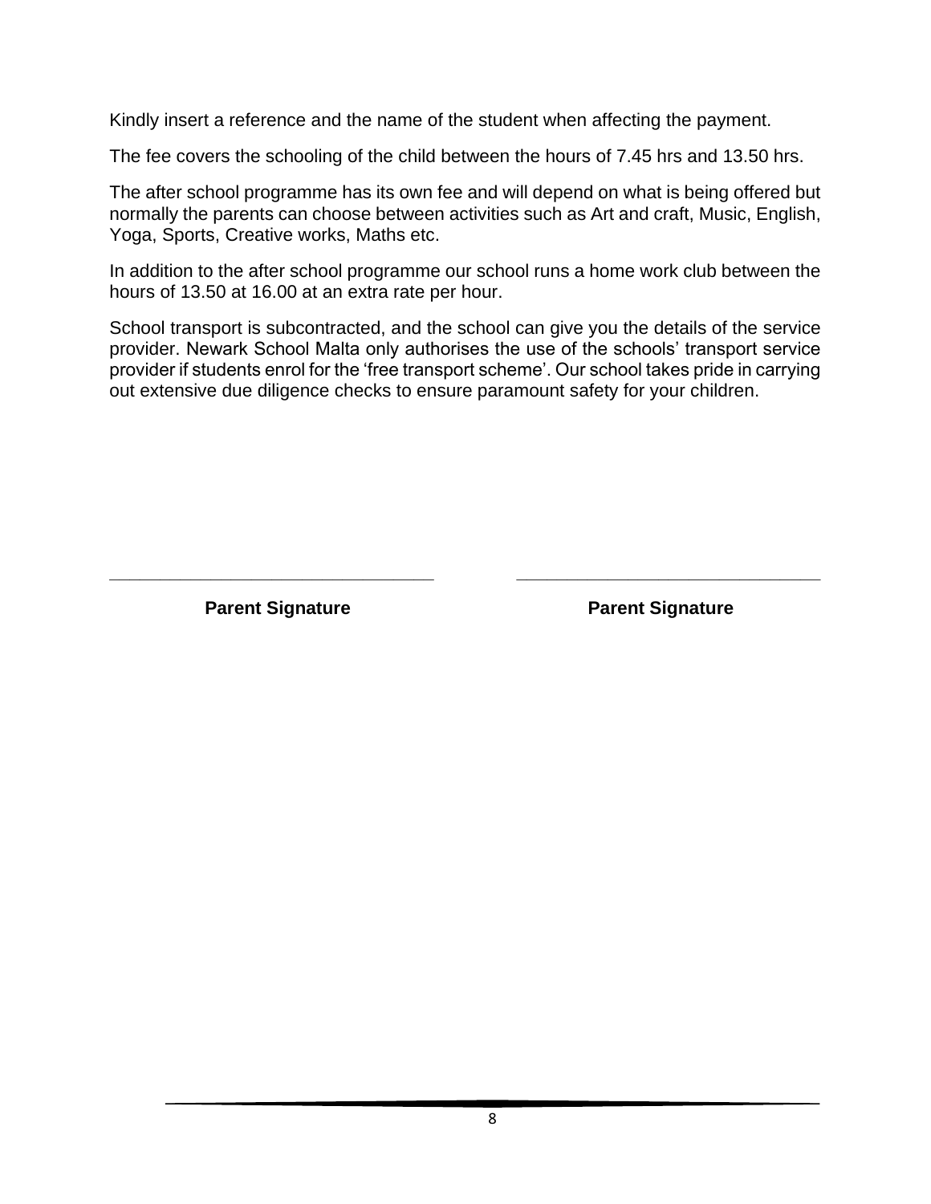Kindly insert a reference and the name of the student when affecting the payment.

The fee covers the schooling of the child between the hours of 7.45 hrs and 13.50 hrs.

The after school programme has its own fee and will depend on what is being offered but normally the parents can choose between activities such as Art and craft, Music, English, Yoga, Sports, Creative works, Maths etc.

In addition to the after school programme our school runs a home work club between the hours of 13.50 at 16.00 at an extra rate per hour.

School transport is subcontracted, and the school can give you the details of the service provider. Newark School Malta only authorises the use of the schools' transport service provider if students enrol for the 'free transport scheme'. Our school takes pride in carrying out extensive due diligence checks to ensure paramount safety for your children.

\_\_\_\_\_\_\_\_\_\_\_\_\_\_\_\_\_\_\_\_\_\_\_\_\_\_\_\_\_\_\_\_\_\_

**Parent Signature**

\_\_\_\_\_\_\_\_\_\_\_\_\_\_\_\_\_\_\_\_\_\_\_\_\_\_\_\_\_\_\_\_\_\_

**Parent Signature**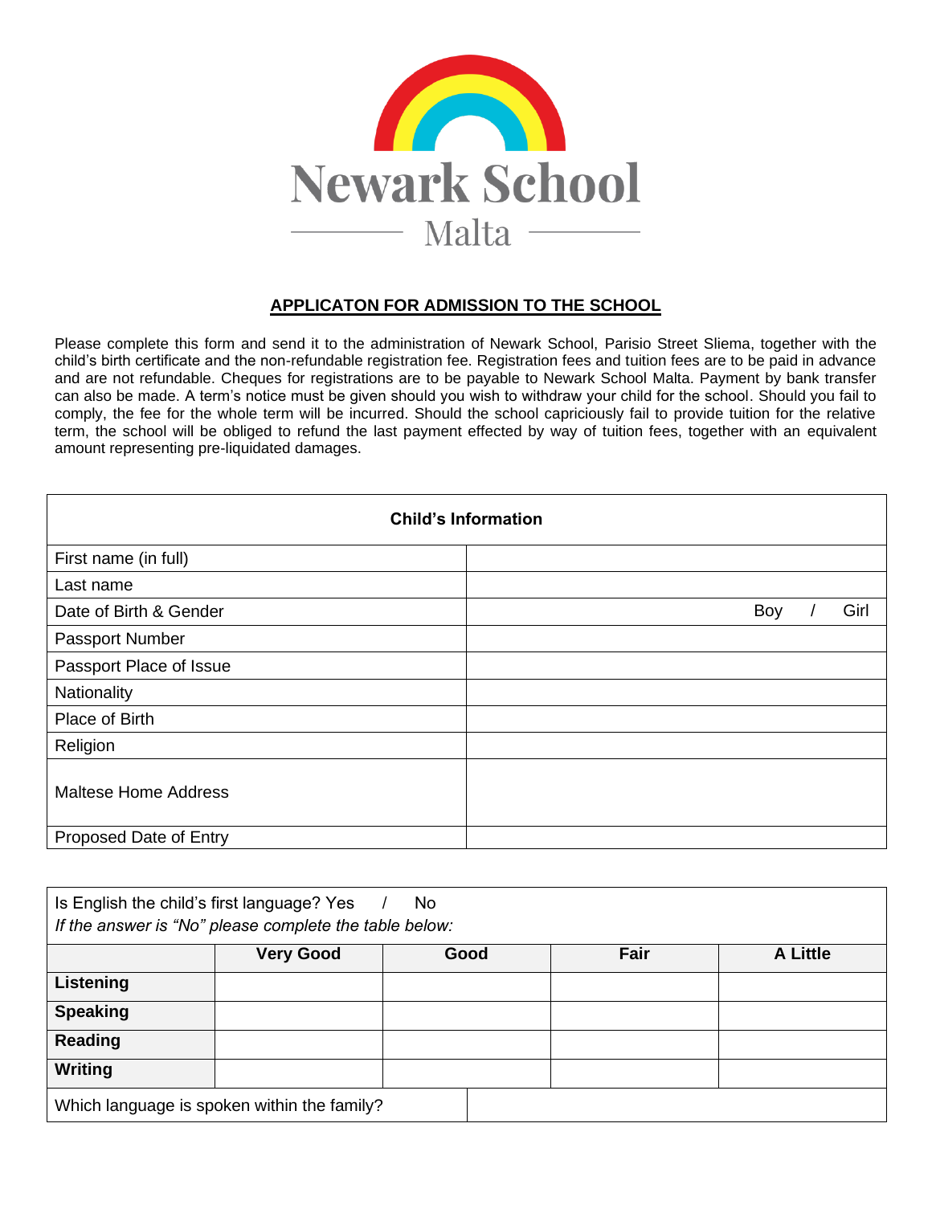Newark School

Malta

## APPLICATON FOR ADMISSION TO THE SCHOOL

Please complete this form and send it to the administration of Newark School, Parisio Street Sliema, together with the child's birth certificate and the non-refundable registration fee. Registration fees and tuition fees are to be paid in advance and are not refundable. Cheques for registrations are to be payable to Newark School Malta. Payment by bank transfer can also be made. A term's notice must be given should you wish to withdraw your child for the school. Should you fail to comply, the fee for the whole term will be incurred. Should the school capriciously fail to provide tuition for the relative term, the school will be obliged to refund the last payment effected by way of tuition fees, together with an equivalent amount representing pre-liquidated damages.

| **Child's Information** | |
|---|---|
| First name (in full) | |
| Last name | |
| Date of Birth & Gender | Boy / Girl |
| Passport Number | |
| Passport Place of Issue | |
| Nationality | |
| Place of Birth | |
| Religion | |
| Maltese Home Address | |
| Proposed Date of Entry | |

Is English the child's first language? Yes / No

*If the answer is "No" please complete the table below:*

| | Very Good | Good | Fair | A Little |
|---|---|---|---|---|
| **Listening** | | | | |
| **Speaking** | | | | |
| **Reading** | | | | |
| **Writing** | | | | |

| | |
|---|---|
| Which language is spoken within the family? | |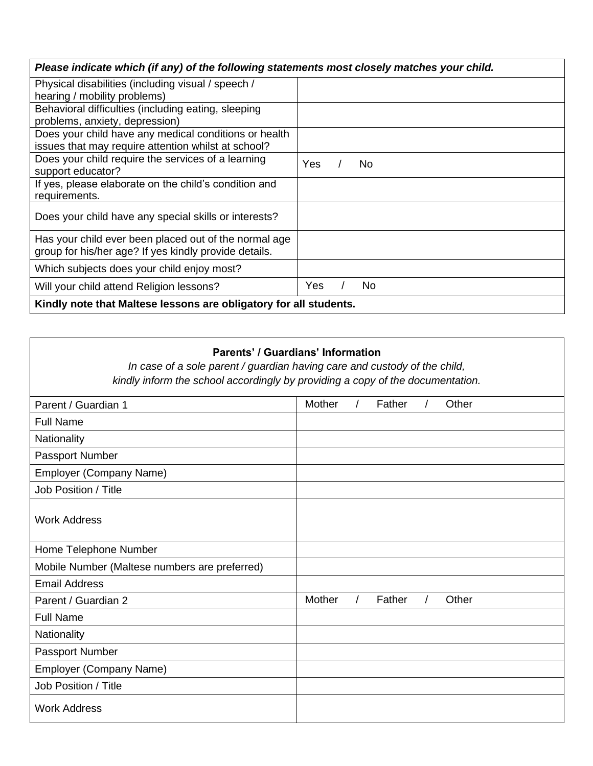| | |
|---|---|
| ***Please indicate which (if any) of the following statements most closely matches your child.*** | |
| Physical disabilities (including visual / speech / hearing / mobility problems) | |
| Behavioral difficulties (including eating, sleeping problems, anxiety, depression) | |
| Does your child have any medical conditions or health issues that may require attention whilst at school? | |
| Does your child require the services of a learning support educator? | Yes / No |
| If yes, please elaborate on the child's condition and requirements. | |
| Does your child have any special skills or interests? | |
| Has your child ever been placed out of the normal age group for his/her age? If yes kindly provide details. | |
| Which subjects does your child enjoy most? | |
| Will your child attend Religion lessons? | Yes / No |
| **Kindly note that Maltese lessons are obligatory for all students.** | |

| | |
|---|---|
| **Parents' / Guardians' Information**<br>*In case of a sole parent / guardian having care and custody of the child, kindly inform the school accordingly by providing a copy of the documentation.* | |
| Parent / Guardian 1 | Mother / Father / Other |
| Full Name | |
| Nationality | |
| Passport Number | |
| Employer (Company Name) | |
| Job Position / Title | |
| Work Address | |
| Home Telephone Number | |
| Mobile Number (Maltese numbers are preferred) | |
| Email Address | |
| Parent / Guardian 2 | Mother / Father / Other |
| Full Name | |
| Nationality | |
| Passport Number | |
| Employer (Company Name) | |
| Job Position / Title | |
| Work Address | |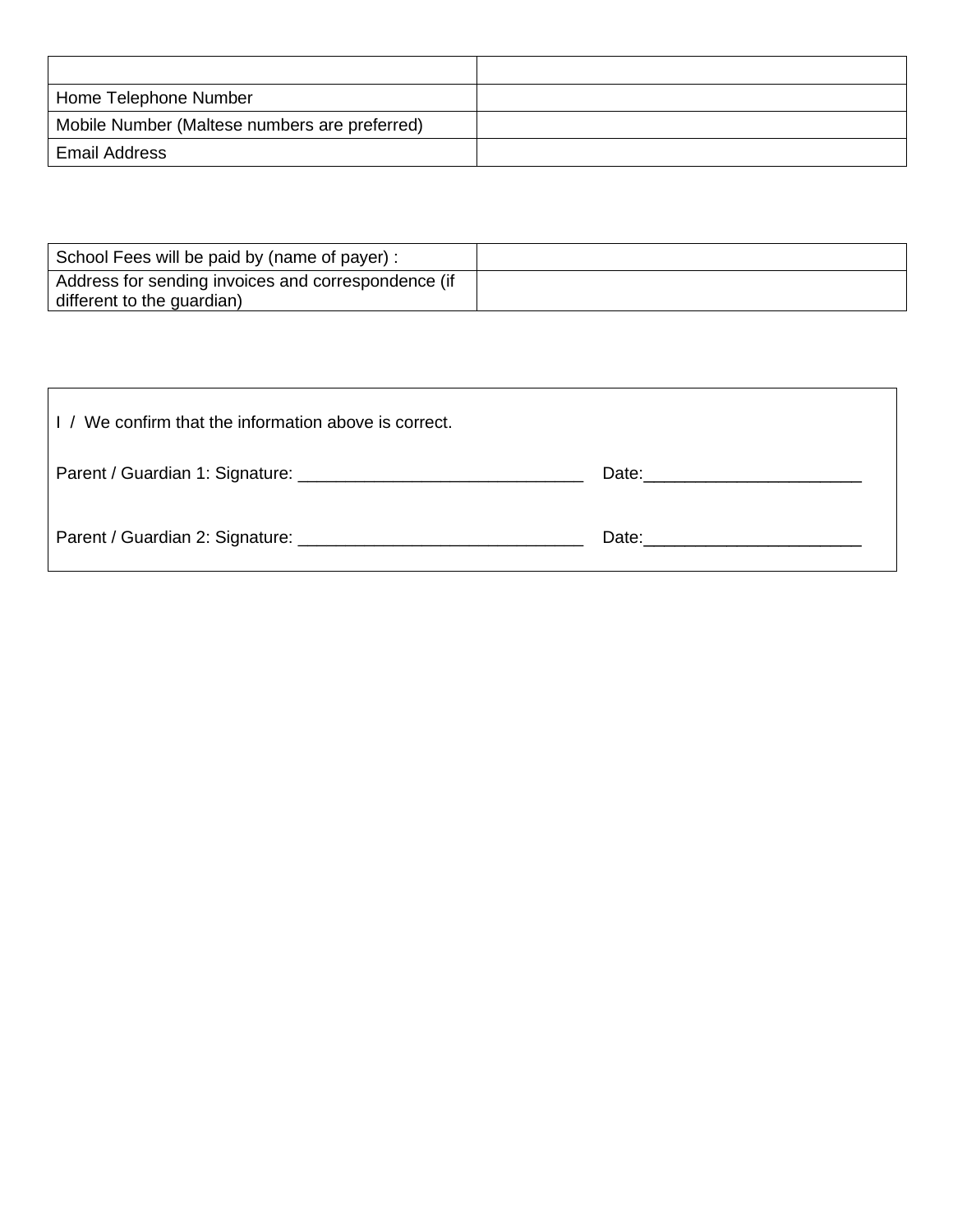| | |
|---|---|
| | |
| Home Telephone Number | |
| Mobile Number (Maltese numbers are preferred) | |
| Email Address | |

| | |
|---|---|
| School Fees will be paid by (name of payer) : | |
| Address for sending invoices and correspondence (if different to the guardian) | |

I / We confirm that the information above is correct.

Parent / Guardian 1: Signature: ______________________________ Date:______________________

Parent / Guardian 2: Signature: ______________________________ Date:______________________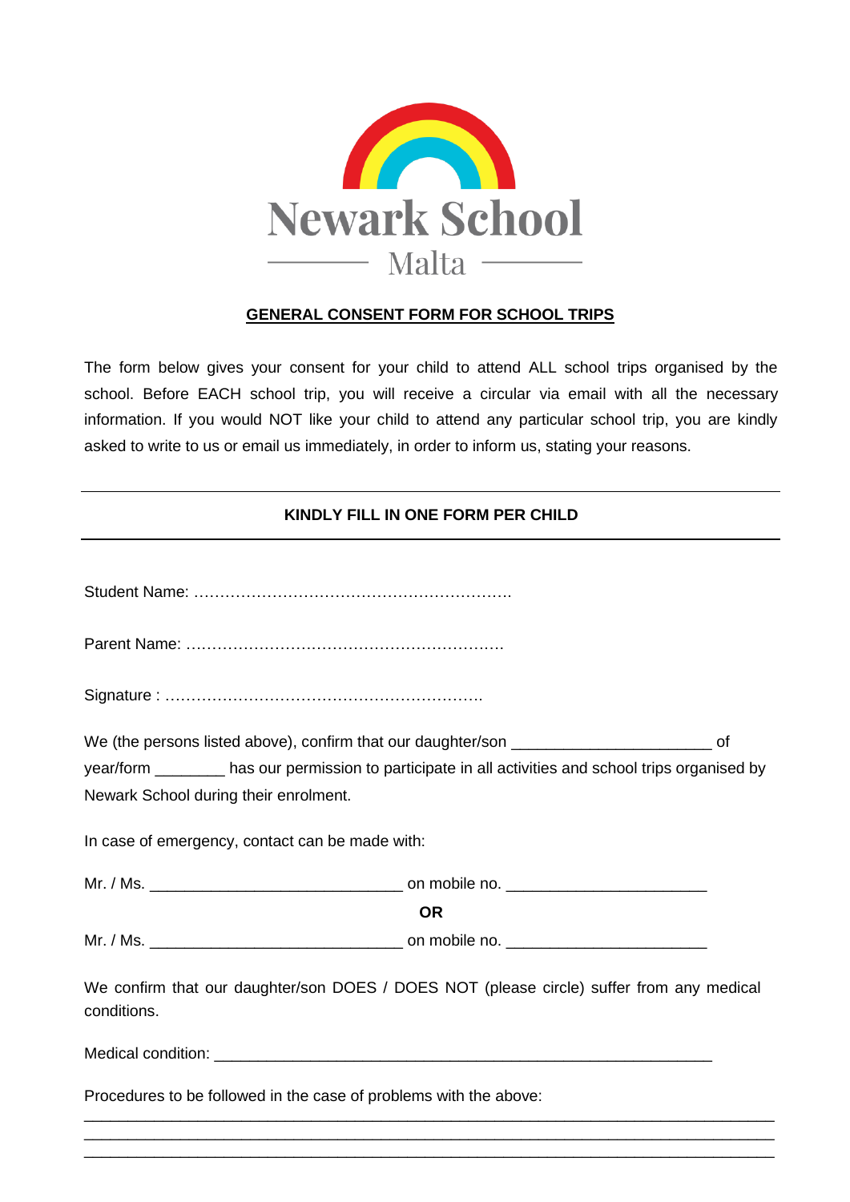Newark School

Malta

**GENERAL CONSENT FORM FOR SCHOOL TRIPS**

The form below gives your consent for your child to attend ALL school trips organised by the school. Before EACH school trip, you will receive a circular via email with all the necessary information. If you would NOT like your child to attend any particular school trip, you are kindly asked to write to us or email us immediately, in order to inform us, stating your reasons.

---

**KINDLY FILL IN ONE FORM PER CHILD**

---

Student Name: …………………………………………………….

Parent Name: …………………………………………………….

Signature : …………………………………………………….

We (the persons listed above), confirm that our daughter/son ______________________ of year/form ________ has our permission to participate in all activities and school trips organised by Newark School during their enrolment.

In case of emergency, contact can be made with:

Mr. / Ms. ____________________________ on mobile no. ______________________

**OR**

Mr. / Ms. ____________________________ on mobile no. ______________________

We confirm that our daughter/son DOES / DOES NOT (please circle) suffer from any medical conditions.

Medical condition: ________________________________________________________

Procedures to be followed in the case of problems with the above:

______________________________________________________________________________
______________________________________________________________________________
______________________________________________________________________________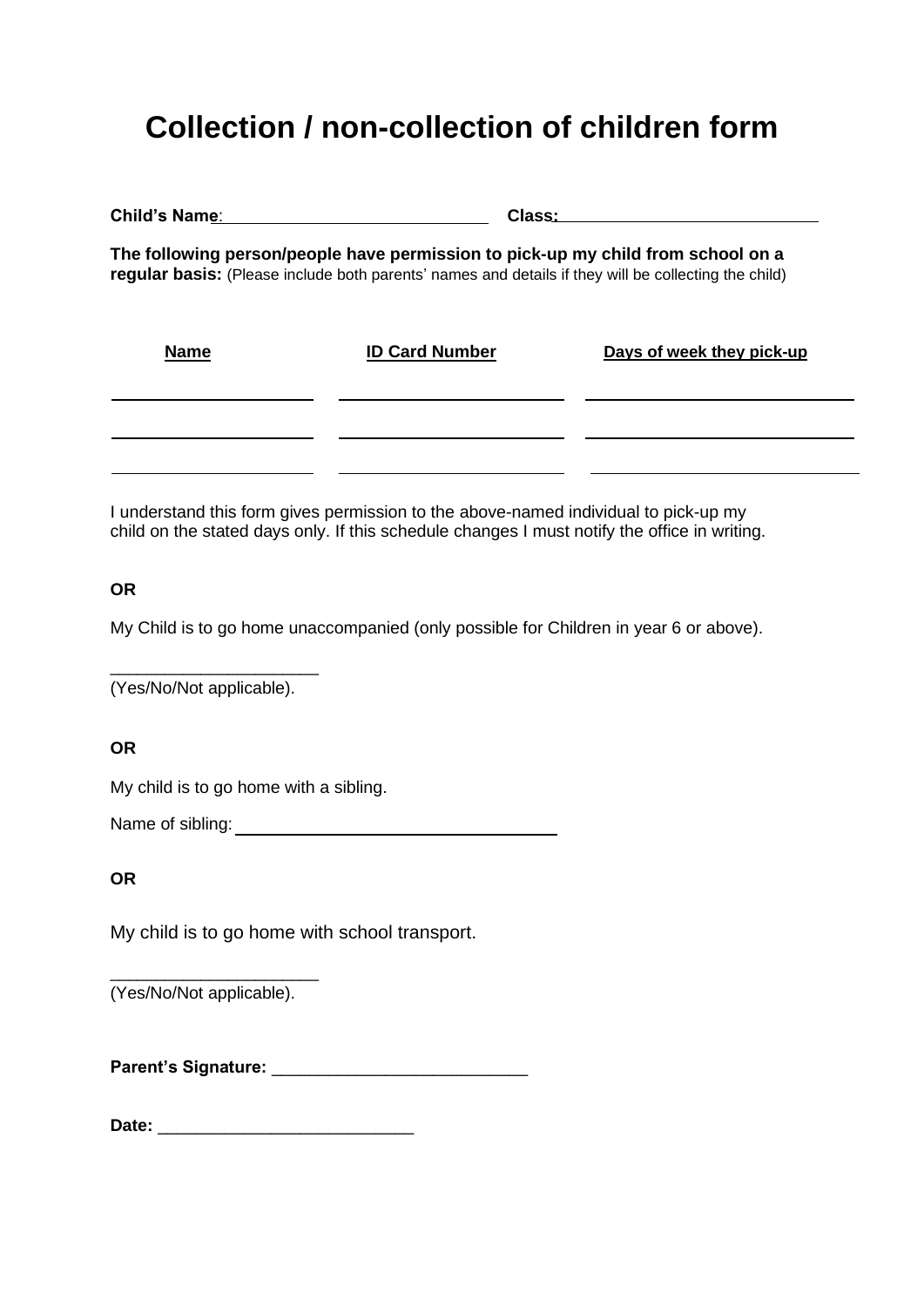# Collection / non-collection of children form

**Child's Name**: ______________________ **Class:** ______________________

**The following person/people have permission to pick-up my child from school on a regular basis:** (Please include both parents' names and details if they will be collecting the child)

| Name | ID Card Number | Days of week they pick-up |
|---|---|---|
| | | |
| | | |
| | | |

I understand this form gives permission to the above-named individual to pick-up my child on the stated days only. If this schedule changes I must notify the office in writing.

**OR**

My Child is to go home unaccompanied (only possible for Children in year 6 or above).

______________________
(Yes/No/Not applicable).

**OR**

My child is to go home with a sibling.

Name of sibling: ______________________

**OR**

My child is to go home with school transport.

______________________
(Yes/No/Not applicable).

**Parent's Signature:** ___________________________

**Date:** ___________________________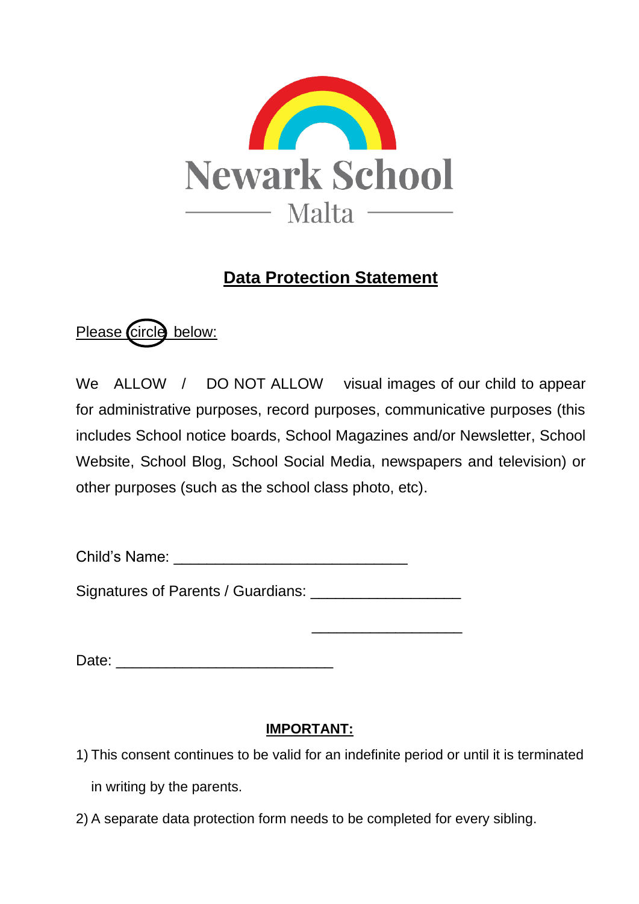Newark School

Malta

## Data Protection Statement

Please circle below:

We ALLOW / DO NOT ALLOW visual images of our child to appear for administrative purposes, record purposes, communicative purposes (this includes School notice boards, School Magazines and/or Newsletter, School Website, School Blog, School Social Media, newspapers and television) or other purposes (such as the school class photo, etc).

Child's Name: ____________________________

Signatures of Parents / Guardians: __________________

__________________

Date: __________________________

**IMPORTANT:**

1) This consent continues to be valid for an indefinite period or until it is terminated in writing by the parents.
2) A separate data protection form needs to be completed for every sibling.